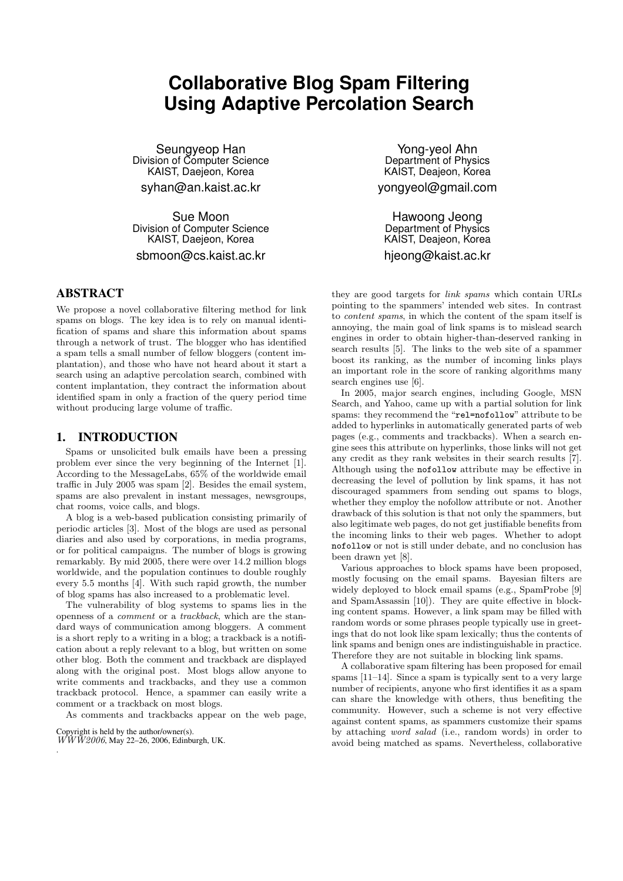# Collaborative Blog Spam Filtering Using Adaptive Percolation Search

Seungyeop Han
Division of Computer Science
KAIST, Daejeon, Korea
syhan@an.kaist.ac.kr

Yong-yeol Ahn
Department of Physics
KAIST, Deajeon, Korea
yongyeol@gmail.com

Sue Moon
Division of Computer Science
KAIST, Daejeon, Korea
sbmoon@cs.kaist.ac.kr

Hawoong Jeong
Department of Physics
KAIST, Deajeon, Korea
hjeong@kaist.ac.kr

## ABSTRACT

We propose a novel collaborative filtering method for link spams on blogs. The key idea is to rely on manual identification of spams and share this information about spams through a network of trust. The blogger who has identified a spam tells a small number of fellow bloggers (content implantation), and those who have not heard about it start a search using an adaptive percolation search, combined with content implantation, they contract the information about identified spam in only a fraction of the query period time without producing large volume of traffic.

## 1. INTRODUCTION

Spams or unsolicited bulk emails have been a pressing problem ever since the very beginning of the Internet [1]. According to the MessageLabs, 65% of the worldwide email traffic in July 2005 was spam [2]. Besides the email system, spams are also prevalent in instant messages, newsgroups, chat rooms, voice calls, and blogs.

A blog is a web-based publication consisting primarily of periodic articles [3]. Most of the blogs are used as personal diaries and also used by corporations, in media programs, or for political campaigns. The number of blogs is growing remarkably. By mid 2005, there were over 14.2 million blogs worldwide, and the population continues to double roughly every 5.5 months [4]. With such rapid growth, the number of blog spams has also increased to a problematic level.

The vulnerability of blog systems to spams lies in the openness of a *comment* or a *trackback*, which are the standard ways of communication among bloggers. A comment is a short reply to a writing in a blog; a trackback is a notification about a reply relevant to a blog, but written on some other blog. Both the comment and trackback are displayed along with the original post. Most blogs allow anyone to write comments and trackbacks, and they use a common trackback protocol. Hence, a spammer can easily write a comment or a trackback on most blogs.

As comments and trackbacks appear on the web page, they are good targets for *link spams* which contain URLs pointing to the spammers' intended web sites. In contrast to *content spams*, in which the content of the spam itself is annoying, the main goal of link spams is to mislead search engines in order to obtain higher-than-deserved ranking in search results [5]. The links to the web site of a spammer boost its ranking, as the number of incoming links plays an important role in the score of ranking algorithms many search engines use [6].

In 2005, major search engines, including Google, MSN Search, and Yahoo, came up with a partial solution for link spams: they recommend the "`rel=nofollow`" attribute to be added to hyperlinks in automatically generated parts of web pages (e.g., comments and trackbacks). When a search engine sees this attribute on hyperlinks, those links will not get any credit as they rank websites in their search results [7]. Although using the `nofollow` attribute may be effective in decreasing the level of pollution by link spams, it has not discouraged spammers from sending out spams to blogs, whether they employ the nofollow attribute or not. Another drawback of this solution is that not only the spammers, but also legitimate web pages, do not get justifiable benefits from the incoming links to their web pages. Whether to adopt `nofollow` or not is still under debate, and no conclusion has been drawn yet [8].

Various approaches to block spams have been proposed, mostly focusing on the email spams. Bayesian filters are widely deployed to block email spams (e.g., SpamProbe [9] and SpamAssassin [10]). They are quite effective in blocking content spams. However, a link spam may be filled with random words or some phrases people typically use in greetings that do not look like spam lexically; thus the contents of link spams and benign ones are indistinguishable in practice. Therefore they are not suitable in blocking link spams.

A collaborative spam filtering has been proposed for email spams [11–14]. Since a spam is typically sent to a very large number of recipients, anyone who first identifies it as a spam can share the knowledge with others, thus benefiting the community. However, such a scheme is not very effective against content spams, as spammers customize their spams by attaching *word salad* (i.e., random words) in order to avoid being matched as spams. Nevertheless, collaborative

Copyright is held by the author/owner(s).
*WWW2006*, May 22–26, 2006, Edinburgh, UK.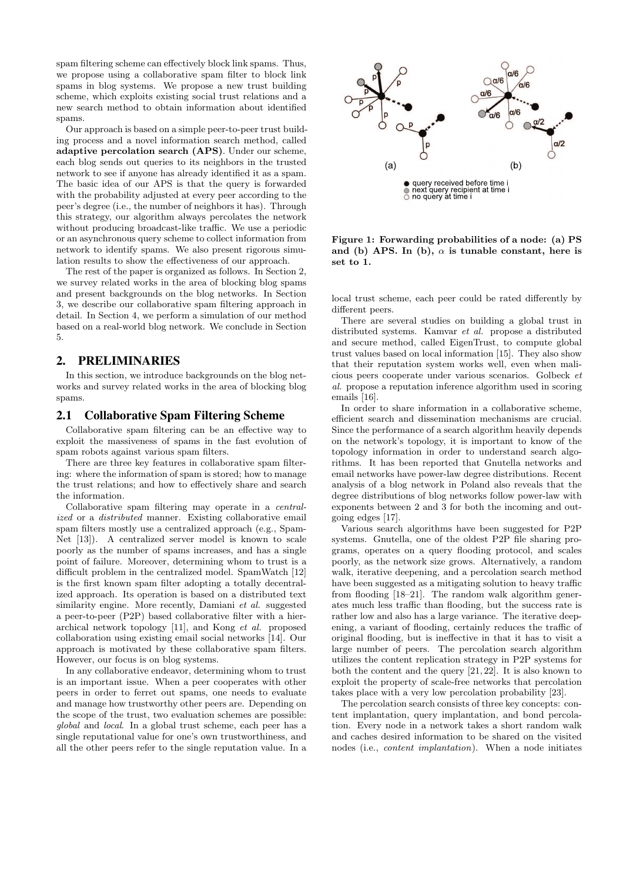spam filtering scheme can effectively block link spams. Thus, we propose using a collaborative spam filter to block link spams in blog systems. We propose a new trust building scheme, which exploits existing social trust relations and a new search method to obtain information about identified spams.

Our approach is based on a simple peer-to-peer trust building process and a novel information search method, called **adaptive percolation search (APS)**. Under our scheme, each blog sends out queries to its neighbors in the trusted network to see if anyone has already identified it as a spam. The basic idea of our APS is that the query is forwarded with the probability adjusted at every peer according to the peer's degree (i.e., the number of neighbors it has). Through this strategy, our algorithm always percolates the network without producing broadcast-like traffic. We use a periodic or an asynchronous query scheme to collect information from network to identify spams. We also present rigorous simulation results to show the effectiveness of our approach.

The rest of the paper is organized as follows. In Section 2, we survey related works in the area of blocking blog spams and present backgrounds on the blog networks. In Section 3, we describe our collaborative spam filtering approach in detail. In Section 4, we perform a simulation of our method based on a real-world blog network. We conclude in Section 5.

## 2. PRELIMINARIES

In this section, we introduce backgrounds on the blog networks and survey related works in the area of blocking blog spams.

### 2.1 Collaborative Spam Filtering Scheme

Collaborative spam filtering can be an effective way to exploit the massiveness of spams in the fast evolution of spam robots against various spam filters.

There are three key features in collaborative spam filtering: where the information of spam is stored; how to manage the trust relations; and how to effectively share and search the information.

Collaborative spam filtering may operate in a *centralized* or a *distributed* manner. Existing collaborative email spam filters mostly use a centralized approach (e.g., SpamNet [13]). A centralized server model is known to scale poorly as the number of spams increases, and has a single point of failure. Moreover, determining whom to trust is a difficult problem in the centralized model. SpamWatch [12] is the first known spam filter adopting a totally decentralized approach. Its operation is based on a distributed text similarity engine. More recently, Damiani *et al.* suggested a peer-to-peer (P2P) based collaborative filter with a hierarchical network topology [11], and Kong *et al.* proposed collaboration using existing email social networks [14]. Our approach is motivated by these collaborative spam filters. However, our focus is on blog systems.

In any collaborative endeavor, determining whom to trust is an important issue. When a peer cooperates with other peers in order to ferret out spams, one needs to evaluate and manage how trustworthy other peers are. Depending on the scope of the trust, two evaluation schemes are possible: *global* and *local*. In a global trust scheme, each peer has a single reputational value for one's own trustworthiness, and all the other peers refer to the single reputation value. In a local trust scheme, each peer could be rated differently by different peers.

**Figure 1: Forwarding probabilities of a node: (a) PS and (b) APS. In (b), $\alpha$ is tunable constant, here is set to 1.**

There are several studies on building a global trust in distributed systems. Kamvar *et al.* propose a distributed and secure method, called EigenTrust, to compute global trust values based on local information [15]. They also show that their reputation system works well, even when malicious peers cooperate under various scenarios. Golbeck *et al.* propose a reputation inference algorithm used in scoring emails [16].

In order to share information in a collaborative scheme, efficient search and dissemination mechanisms are crucial. Since the performance of a search algorithm heavily depends on the network's topology, it is important to know of the topology information in order to understand search algorithms. It has been reported that Gnutella networks and email networks have power-law degree distributions. Recent analysis of a blog network in Poland also reveals that the degree distributions of blog networks follow power-law with exponents between 2 and 3 for both the incoming and outgoing edges [17].

Various search algorithms have been suggested for P2P systems. Gnutella, one of the oldest P2P file sharing programs, operates on a query flooding protocol, and scales poorly, as the network size grows. Alternatively, a random walk, iterative deepening, and a percolation search method have been suggested as a mitigating solution to heavy traffic from flooding [18–21]. The random walk algorithm generates much less traffic than flooding, but the success rate is rather low and also has a large variance. The iterative deepening, a variant of flooding, certainly reduces the traffic of original flooding, but is ineffective in that it has to visit a large number of peers. The percolation search algorithm utilizes the content replication strategy in P2P systems for both the content and the query [21, 22]. It is also known to exploit the property of scale-free networks that percolation takes place with a very low percolation probability [23].

The percolation search consists of three key concepts: content implantation, query implantation, and bond percolation. Every node in a network takes a short random walk and caches desired information to be shared on the visited nodes (i.e., *content implantation*). When a node initiates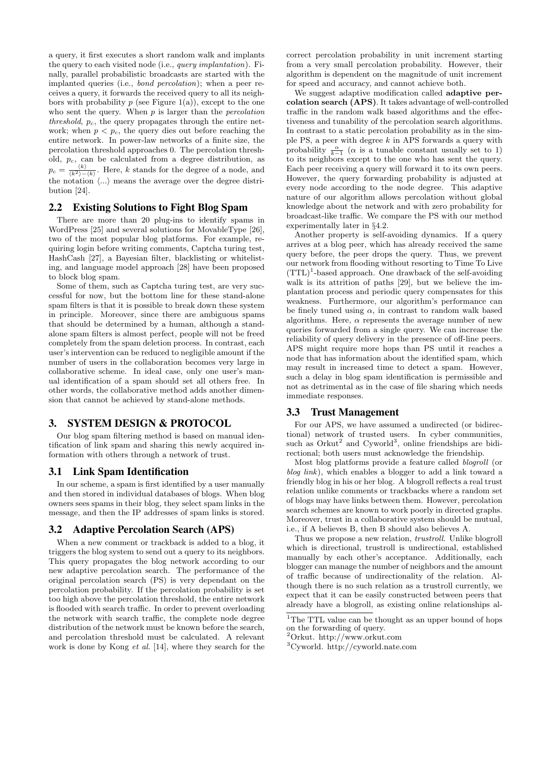a query, it first executes a short random walk and implants the query to each visited node (i.e., *query implantation*). Finally, parallel probabilistic broadcasts are started with the implanted queries (i.e., *bond percolation*); when a peer receives a query, it forwards the received query to all its neighbors with probability $p$ (see Figure 1(a)), except to the one who sent the query. When $p$ is larger than the *percolation threshold*, $p_c$, the query propagates through the entire network; when $p < p_c$, the query dies out before reaching the entire network. In power-law networks of a finite size, the percolation threshold approaches 0. The percolation threshold, $p_c$, can be calculated from a degree distribution, as $p_c = \frac{\langle k \rangle}{\langle k^2 \rangle - \langle k \rangle}$. Here, $k$ stands for the degree of a node, and the notation $\langle ... \rangle$ means the average over the degree distribution [24].

## 2.2 Existing Solutions to Fight Blog Spam

There are more than 20 plug-ins to identify spams in WordPress [25] and several solutions for MovableType [26], two of the most popular blog platforms. For example, requiring login before writing comments, Captcha turing test, HashCash [27], a Bayesian filter, blacklisting or whitelisting, and language model approach [28] have been proposed to block blog spam.

Some of them, such as Captcha turing test, are very successful for now, but the bottom line for these stand-alone spam filters is that it is possible to break down these system in principle. Moreover, since there are ambiguous spams that should be determined by a human, although a stand-alone spam filters is almost perfect, people will not be freed completely from the spam deletion process. In contrast, each user's intervention can be reduced to negligible amount if the number of users in the collaboration becomes very large in collaborative scheme. In ideal case, only one user's manual identification of a spam should set all others free. In other words, the collaborative method adds another dimension that cannot be achieved by stand-alone methods.

# 3. SYSTEM DESIGN & PROTOCOL

Our blog spam filtering method is based on manual identification of link spam and sharing this newly acquired information with others through a network of trust.

## 3.1 Link Spam Identification

In our scheme, a spam is first identified by a user manually and then stored in individual databases of blogs. When blog owners sees spams in their blog, they select spam links in the message, and then the IP addresses of spam links is stored.

## 3.2 Adaptive Percolation Search (APS)

When a new comment or trackback is added to a blog, it triggers the blog system to send out a query to its neighbors. This query propagates the blog network according to our new adaptive percolation search. The performance of the original percolation search (PS) is very dependant on the percolation probability. If the percolation probability is set too high above the percolation threshold, the entire network is flooded with search traffic. In order to prevent overloading the network with search traffic, the complete node degree distribution of the network must be known before the search, and percolation threshold must be calculated. A relevant work is done by Kong *et al.* [14], where they search for the correct percolation probability in unit increment starting from a very small percolation probability. However, their algorithm is dependent on the magnitude of unit increment for speed and accuracy, and cannot achieve both.

We suggest adaptive modification called **adaptive percolation search (APS)**. It takes advantage of well-controlled traffic in the random walk based algorithms and the effectiveness and tunability of the percolation search algorithms. In contrast to a static percolation probability as in the simple PS, a peer with degree $k$ in APS forwards a query with probability $\frac{\alpha}{k-1}$ ($\alpha$ is a tunable constant usually set to 1) to its neighbors except to the one who has sent the query. Each peer receiving a query will forward it to its own peers. However, the query forwarding probability is adjusted at every node according to the node degree. This adaptive nature of our algorithm allows percolation without global knowledge about the network and with zero probability for broadcast-like traffic. We compare the PS with our method experimentally later in §4.2.

Another property is self-avoiding dynamics. If a query arrives at a blog peer, which has already received the same query before, the peer drops the query. Thus, we prevent our network from flooding without resorting to Time To Live (TTL)[1]-based approach. One drawback of the self-avoiding walk is its attrition of paths [29], but we believe the implantation process and periodic query compensates for this weakness. Furthermore, our algorithm's performance can be finely tuned using $\alpha$, in contrast to random walk based algorithms. Here, $\alpha$ represents the average number of new queries forwarded from a single query. We can increase the reliability of query delivery in the presence of off-line peers. APS might require more hops than PS until it reaches a node that has information about the identified spam, which may result in increased time to detect a spam. However, such a delay in blog spam identification is permissible and not as detrimental as in the case of file sharing which needs immediate responses.

## 3.3 Trust Management

For our APS, we have assumed a undirected (or bidirectional) network of trusted users. In cyber communities, such as Orkut[2] and Cyworld[3], online friendships are bidirectional; both users must acknowledge the friendship.

Most blog platforms provide a feature called *blogroll* (or *blog link*), which enables a blogger to add a link toward a friendly blog in his or her blog. A blogroll reflects a real trust relation unlike comments or trackbacks where a random set of blogs may have links between them. However, percolation search schemes are known to work poorly in directed graphs. Moreover, trust in a collaborative system should be mutual, i.e., if A believes B, then B should also believes A.

Thus we propose a new relation, *trustroll*. Unlike blogroll which is directional, trustroll is undirectional, established manually by each other's acceptance. Additionally, each blogger can manage the number of neighbors and the amount of traffic because of undirectionality of the relation. Although there is no such relation as a trustroll currently, we expect that it can be easily constructed between peers that already have a blogroll, as existing online relationships al-

[1] The TTL value can be thought as an upper bound of hops on the forwarding of query.

[2] Orkut. http://www.orkut.com

[3] Cyworld. http://cyworld.nate.com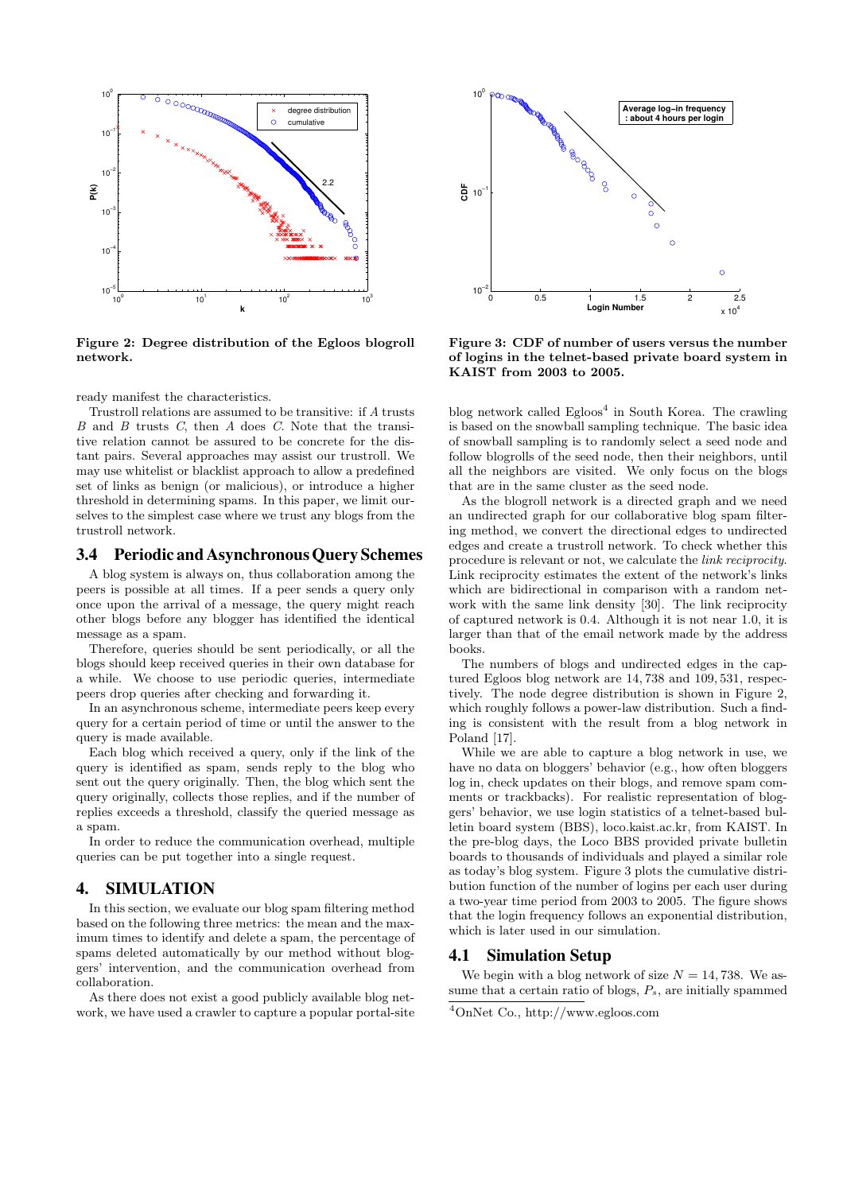**Figure 2: Degree distribution of the Egloos blogroll network.**

**Figure 3: CDF of number of users versus the number of logins in the telnet-based private board system in KAIST from 2003 to 2005.**

ready manifest the characteristics.

Trustroll relations are assumed to be transitive: if $A$ trusts $B$ and $B$ trusts $C$, then $A$ does $C$. Note that the transitive relation cannot be assured to be concrete for the distant pairs. Several approaches may assist our trustroll. We may use whitelist or blacklist approach to allow a predefined set of links as benign (or malicious), or introduce a higher threshold in determining spams. In this paper, we limit ourselves to the simplest case where we trust any blogs from the trustroll network.

## 3.4 Periodic and Asynchronous Query Schemes

A blog system is always on, thus collaboration among the peers is possible at all times. If a peer sends a query only once upon the arrival of a message, the query might reach other blogs before any blogger has identified the identical message as a spam.

Therefore, queries should be sent periodically, or all the blogs should keep received queries in their own database for a while. We choose to use periodic queries, intermediate peers drop queries after checking and forwarding it.

In an asynchronous scheme, intermediate peers keep every query for a certain period of time or until the answer to the query is made available.

Each blog which received a query, only if the link of the query is identified as spam, sends reply to the blog who sent out the query originally. Then, the blog which sent the query originally, collects those replies, and if the number of replies exceeds a threshold, classify the queried message as a spam.

In order to reduce the communication overhead, multiple queries can be put together into a single request.

# 4. SIMULATION

In this section, we evaluate our blog spam filtering method based on the following three metrics: the mean and the maximum times to identify and delete a spam, the percentage of spams deleted automatically by our method without bloggers' intervention, and the communication overhead from collaboration.

As there does not exist a good publicly available blog network, we have used a crawler to capture a popular portal-site blog network called Egloos[4] in South Korea. The crawling is based on the snowball sampling technique. The basic idea of snowball sampling is to randomly select a seed node and follow blogrolls of the seed node, then their neighbors, until all the neighbors are visited. We only focus on the blogs that are in the same cluster as the seed node.

As the blogroll network is a directed graph and we need an undirected graph for our collaborative blog spam filtering method, we convert the directional edges to undirected edges and create a trustroll network. To check whether this procedure is relevant or not, we calculate the *link reciprocity*. Link reciprocity estimates the extent of the network's links which are bidirectional in comparison with a random network with the same link density [30]. The link reciprocity of captured network is 0.4. Although it is not near 1.0, it is larger than that of the email network made by the address books.

The numbers of blogs and undirected edges in the captured Egloos blog network are 14,738 and 109,531, respectively. The node degree distribution is shown in Figure 2, which roughly follows a power-law distribution. Such a finding is consistent with the result from a blog network in Poland [17].

While we are able to capture a blog network in use, we have no data on bloggers' behavior (e.g., how often bloggers log in, check updates on their blogs, and remove spam comments or trackbacks). For realistic representation of bloggers' behavior, we use login statistics of a telnet-based bulletin board system (BBS), loco.kaist.ac.kr, from KAIST. In the pre-blog days, the Loco BBS provided private bulletin boards to thousands of individuals and played a similar role as today's blog system. Figure 3 plots the cumulative distribution function of the number of logins per each user during a two-year time period from 2003 to 2005. The figure shows that the login frequency follows an exponential distribution, which is later used in our simulation.

## 4.1 Simulation Setup

We begin with a blog network of size $N = 14,738$. We assume that a certain ratio of blogs, $P_s$, are initially spammed

[4] OnNet Co., http://www.egloos.com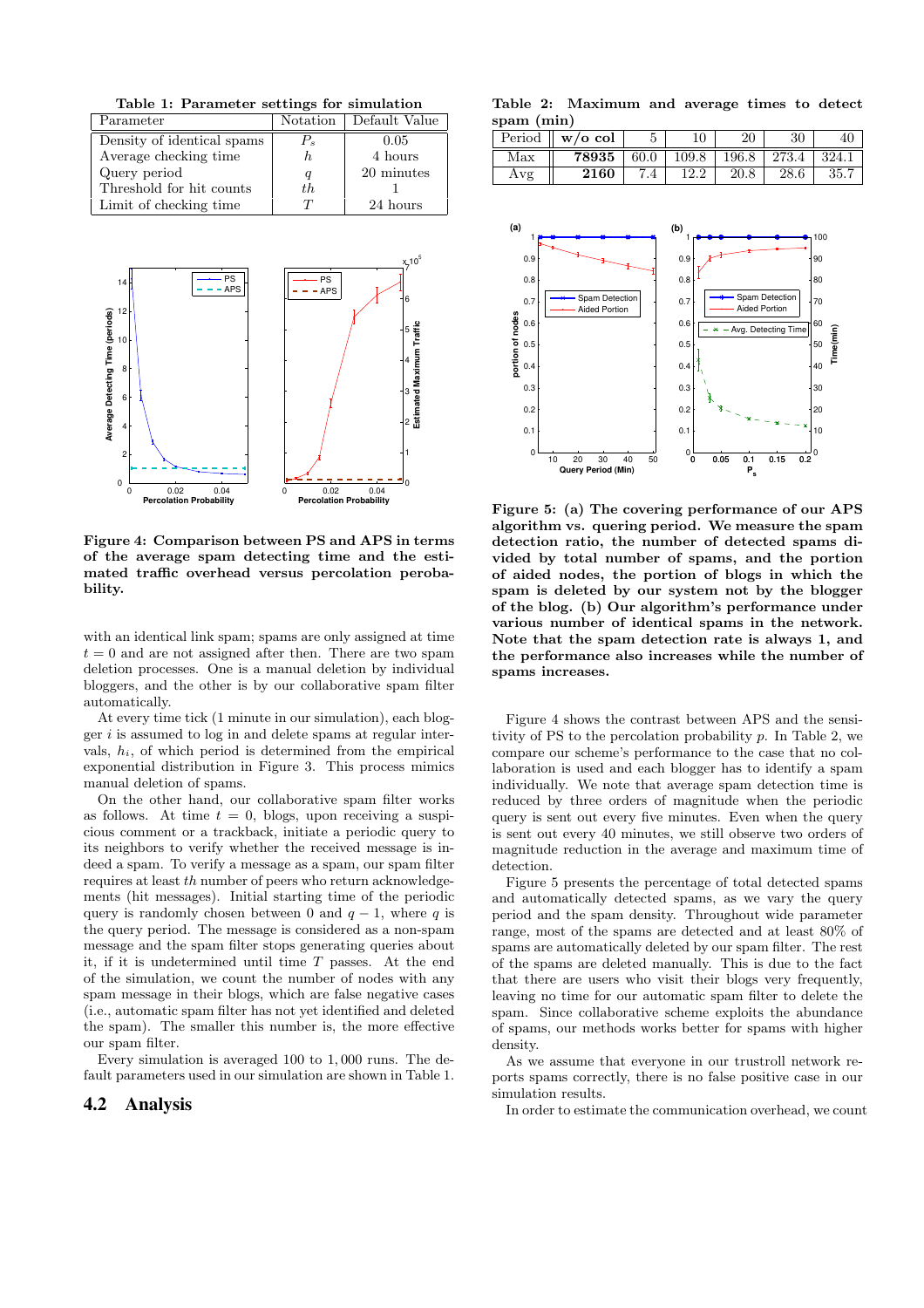**Table 1: Parameter settings for simulation**

| Parameter | Notation | Default Value |
|---|---|---|
| Density of identical spams | $P_s$ | 0.05 |
| Average checking time | $h$ | 4 hours |
| Query period | $q$ | 20 minutes |
| Threshold for hit counts | $th$ | 1 |
| Limit of checking time | $T$ | 24 hours |

**Figure 4: Comparison between PS and APS in terms of the average spam detecting time and the estimated traffic overhead versus percolation perobability.**

with an identical link spam; spams are only assigned at time $t = 0$ and are not assigned after then. There are two spam deletion processes. One is a manual deletion by individual bloggers, and the other is by our collaborative spam filter automatically.

At every time tick (1 minute in our simulation), each blogger $i$ is assumed to log in and delete spams at regular intervals, $h_i$, of which period is determined from the empirical exponential distribution in Figure 3. This process mimics manual deletion of spams.

On the other hand, our collaborative spam filter works as follows. At time $t = 0$, blogs, upon receiving a suspicious comment or a trackback, initiate a periodic query to its neighbors to verify whether the received message is indeed a spam. To verify a message as a spam, our spam filter requires at least $th$ number of peers who return acknowledgements (hit messages). Initial starting time of the periodic query is randomly chosen between 0 and $q - 1$, where $q$ is the query period. The message is considered as a non-spam message and the spam filter stops generating queries about it, if it is undetermined until time $T$ passes. At the end of the simulation, we count the number of nodes with any spam message in their blogs, which are false negative cases (i.e., automatic spam filter has not yet identified and deleted the spam). The smaller this number is, the more effective our spam filter.

Every simulation is averaged 100 to 1,000 runs. The default parameters used in our simulation are shown in Table 1.

## 4.2 Analysis

**Table 2: Maximum and average times to detect spam (min)**

| Period | w/o col | 5 | 10 | 20 | 30 | 40 |
|---|---|---|---|---|---|---|
| Max | **78935** | 60.0 | 109.8 | 196.8 | 273.4 | 324.1 |
| Avg | **2160** | 7.4 | 12.2 | 20.8 | 28.6 | 35.7 |

**Figure 5: (a) The covering performance of our APS algorithm vs. quering period. We measure the spam detection ratio, the number of detected spams divided by total number of spams, and the portion of aided nodes, the portion of blogs in which the spam is deleted by our system not by the blogger of the blog. (b) Our algorithm's performance under various number of identical spams in the network. Note that the spam detection rate is always 1, and the performance also increases while the number of spams increases.**

Figure 4 shows the contrast between APS and the sensitivity of PS to the percolation probability $p$. In Table 2, we compare our scheme's performance to the case that no collaboration is used and each blogger has to identify a spam individually. We note that average spam detection time is reduced by three orders of magnitude when the periodic query is sent out every five minutes. Even when the query is sent out every 40 minutes, we still observe two orders of magnitude reduction in the average and maximum time of detection.

Figure 5 presents the percentage of total detected spams and automatically detected spams, as we vary the query period and the spam density. Throughout wide parameter range, most of the spams are detected and at least 80% of spams are automatically deleted by our spam filter. The rest of the spams are deleted manually. This is due to the fact that there are users who visit their blogs very frequently, leaving no time for our automatic spam filter to delete the spam. Since collaborative scheme exploits the abundance of spams, our methods works better for spams with higher density.

As we assume that everyone in our trustroll network reports spams correctly, there is no false positive case in our simulation results.

In order to estimate the communication overhead, we count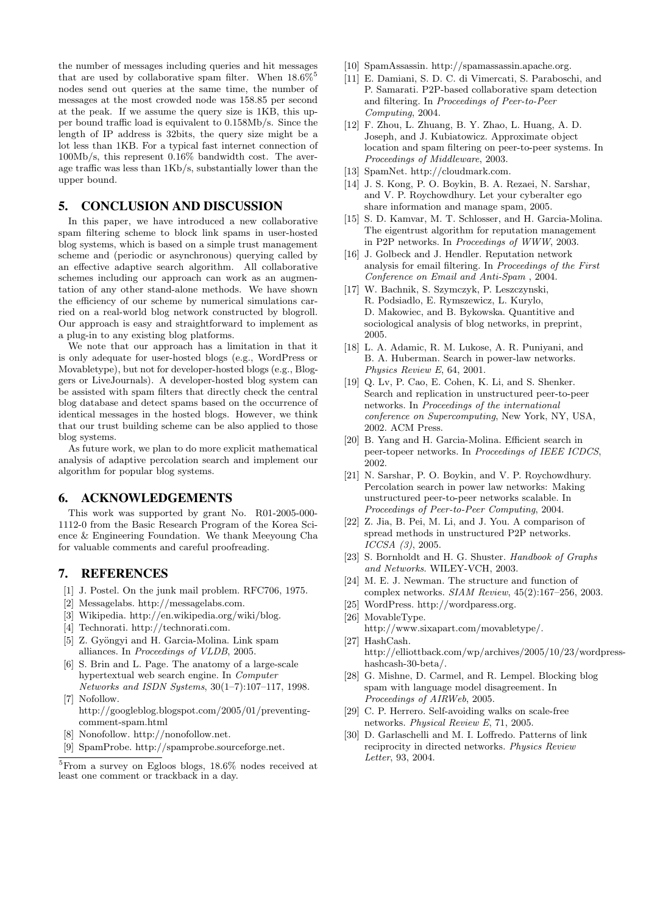the number of messages including queries and hit messages that are used by collaborative spam filter. When 18.6%[5] nodes send out queries at the same time, the number of messages at the most crowded node was 158.85 per second at the peak. If we assume the query size is 1KB, this upper bound traffic load is equivalent to 0.158Mb/s. Since the length of IP address is 32bits, the query size might be a lot less than 1KB. For a typical fast internet connection of 100Mb/s, this represent 0.16% bandwidth cost. The average traffic was less than 1Kb/s, substantially lower than the upper bound.

## 5. CONCLUSION AND DISCUSSION

In this paper, we have introduced a new collaborative spam filtering scheme to block link spams in user-hosted blog systems, which is based on a simple trust management scheme and (periodic or asynchronous) querying called by an effective adaptive search algorithm. All collaborative schemes including our approach can work as an augmentation of any other stand-alone methods. We have shown the efficiency of our scheme by numerical simulations carried on a real-world blog network constructed by blogroll. Our approach is easy and straightforward to implement as a plug-in to any existing blog platforms.

We note that our approach has a limitation in that it is only adequate for user-hosted blogs (e.g., WordPress or Movabletype), but not for developer-hosted blogs (e.g., Bloggers or LiveJournals). A developer-hosted blog system can be assisted with spam filters that directly check the central blog database and detect spams based on the occurrence of identical messages in the hosted blogs. However, we think that our trust building scheme can be also applied to those blog systems.

As future work, we plan to do more explicit mathematical analysis of adaptive percolation search and implement our algorithm for popular blog systems.

## 6. ACKNOWLEDGEMENTS

This work was supported by grant No. R01-2005-000-1112-0 from the Basic Research Program of the Korea Science & Engineering Foundation. We thank Meeyoung Cha for valuable comments and careful proofreading.

## 7. REFERENCES

[1] J. Postel. On the junk mail problem. RFC706, 1975.

[2] Messagelabs. http://messagelabs.com.

[3] Wikipedia. http://en.wikipedia.org/wiki/blog.

[4] Technorati. http://technorati.com.

[5] Z. Gyöngyi and H. Garcia-Molina. Link spam alliances. In *Proceedings of VLDB*, 2005.

[6] S. Brin and L. Page. The anatomy of a large-scale hypertextual web search engine. In *Computer Networks and ISDN Systems*, 30(1–7):107–117, 1998.

[7] Nofollow. http://googleblog.blogspot.com/2005/01/preventing-comment-spam.html

[8] Nonofollow. http://nonofollow.net.

[9] SpamProbe. http://spamprobe.sourceforge.net.

[10] SpamAssassin. http://spamassassin.apache.org.

[11] E. Damiani, S. D. C. di Vimercati, S. Paraboschi, and P. Samarati. P2P-based collaborative spam detection and filtering. In *Proceedings of Peer-to-Peer Computing*, 2004.

[12] F. Zhou, L. Zhuang, B. Y. Zhao, L. Huang, A. D. Joseph, and J. Kubiatowicz. Approximate object location and spam filtering on peer-to-peer systems. In *Proceedings of Middleware*, 2003.

[13] SpamNet. http://cloudmark.com.

[14] J. S. Kong, P. O. Boykin, B. A. Rezaei, N. Sarshar, and V. P. Roychowdhury. Let your cyberalter ego share information and manage spam, 2005.

[15] S. D. Kamvar, M. T. Schlosser, and H. Garcia-Molina. The eigentrust algorithm for reputation management in P2P networks. In *Proceedings of WWW*, 2003.

[16] J. Golbeck and J. Hendler. Reputation network analysis for email filtering. In *Proceedings of the First Conference on Email and Anti-Spam* , 2004.

[17] W. Bachnik, S. Szymczyk, P. Leszczynski, R. Podsiadlo, E. Rymszewicz, L. Kurylo, D. Makowiec, and B. Bykowska. Quantitive and sociological analysis of blog networks, in preprint, 2005.

[18] L. A. Adamic, R. M. Lukose, A. R. Puniyani, and B. A. Huberman. Search in power-law networks. *Physics Review E*, 64, 2001.

[19] Q. Lv, P. Cao, E. Cohen, K. Li, and S. Shenker. Search and replication in unstructured peer-to-peer networks. In *Proceedings of the international conference on Supercomputing*, New York, NY, USA, 2002. ACM Press.

[20] B. Yang and H. Garcia-Molina. Efficient search in peer-topeer networks. In *Proceedings of IEEE ICDCS*, 2002.

[21] N. Sarshar, P. O. Boykin, and V. P. Roychowdhury. Percolation search in power law networks: Making unstructured peer-to-peer networks scalable. In *Proceedings of Peer-to-Peer Computing*, 2004.

[22] Z. Jia, B. Pei, M. Li, and J. You. A comparison of spread methods in unstructured P2P networks. *ICCSA (3)*, 2005.

[23] S. Bornholdt and H. G. Shuster. *Handbook of Graphs and Networks*. WILEY-VCH, 2003.

[24] M. E. J. Newman. The structure and function of complex networks. *SIAM Review*, 45(2):167–256, 2003.

[25] WordPress. http://wordparess.org.

[26] MovableType. http://www.sixapart.com/movabletype/.

[27] HashCash. http://elliottback.com/wp/archives/2005/10/23/wordpress-hashcash-30-beta/.

[28] G. Mishne, D. Carmel, and R. Lempel. Blocking blog spam with language model disagreement. In *Proceedings of AIRWeb*, 2005.

[29] C. P. Herrero. Self-avoiding walks on scale-free networks. *Physical Review E*, 71, 2005.

[30] D. Garlaschelli and M. I. Loffredo. Patterns of link reciprocity in directed networks. *Physics Review Letter*, 93, 2004.

[5] From a survey on Egloos blogs, 18.6% nodes received at least one comment or trackback in a day.